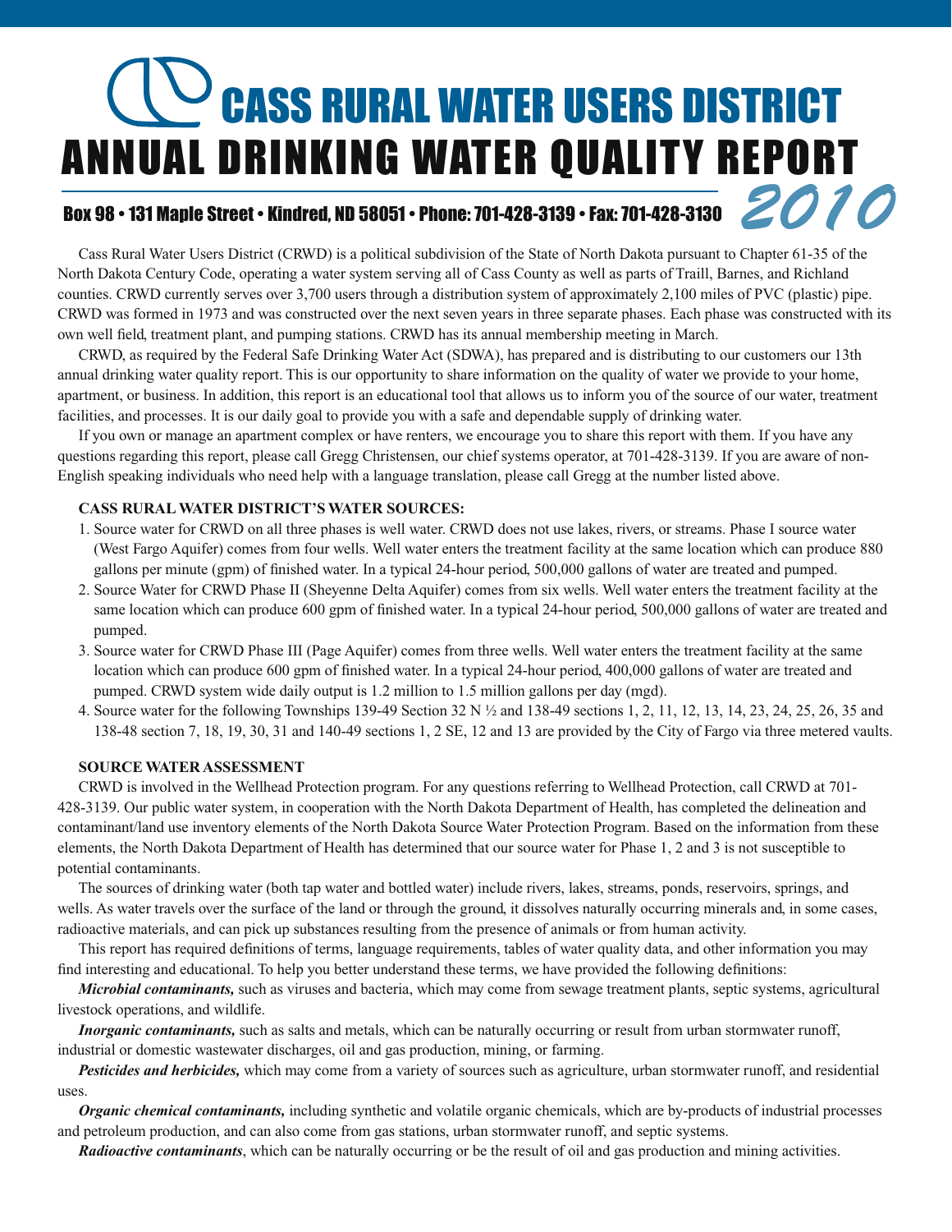# CASS RURAL WATER USERS DISTRICT
# ANNUAL DRINKING WATER QUALITY REPORT 2010

Box 98 • 131 Maple Street • Kindred, ND 58051 • Phone: 701-428-3139 • Fax: 701-428-3130

Cass Rural Water Users District (CRWD) is a political subdivision of the State of North Dakota pursuant to Chapter 61-35 of the North Dakota Century Code, operating a water system serving all of Cass County as well as parts of Traill, Barnes, and Richland counties. CRWD currently serves over 3,700 users through a distribution system of approximately 2,100 miles of PVC (plastic) pipe. CRWD was formed in 1973 and was constructed over the next seven years in three separate phases. Each phase was constructed with its own well field, treatment plant, and pumping stations. CRWD has its annual membership meeting in March.

CRWD, as required by the Federal Safe Drinking Water Act (SDWA), has prepared and is distributing to our customers our 13th annual drinking water quality report. This is our opportunity to share information on the quality of water we provide to your home, apartment, or business. In addition, this report is an educational tool that allows us to inform you of the source of our water, treatment facilities, and processes. It is our daily goal to provide you with a safe and dependable supply of drinking water.

If you own or manage an apartment complex or have renters, we encourage you to share this report with them. If you have any questions regarding this report, please call Gregg Christensen, our chief systems operator, at 701-428-3139. If you are aware of non-English speaking individuals who need help with a language translation, please call Gregg at the number listed above.

**CASS RURAL WATER DISTRICT'S WATER SOURCES:**

1. Source water for CRWD on all three phases is well water. CRWD does not use lakes, rivers, or streams. Phase I source water (West Fargo Aquifer) comes from four wells. Well water enters the treatment facility at the same location which can produce 880 gallons per minute (gpm) of finished water. In a typical 24-hour period, 500,000 gallons of water are treated and pumped.
2. Source Water for CRWD Phase II (Sheyenne Delta Aquifer) comes from six wells. Well water enters the treatment facility at the same location which can produce 600 gpm of finished water. In a typical 24-hour period, 500,000 gallons of water are treated and pumped.
3. Source water for CRWD Phase III (Page Aquifer) comes from three wells. Well water enters the treatment facility at the same location which can produce 600 gpm of finished water. In a typical 24-hour period, 400,000 gallons of water are treated and pumped. CRWD system wide daily output is 1.2 million to 1.5 million gallons per day (mgd).
4. Source water for the following Townships 139-49 Section 32 N ½ and 138-49 sections 1, 2, 11, 12, 13, 14, 23, 24, 25, 26, 35 and 138-48 section 7, 18, 19, 30, 31 and 140-49 sections 1, 2 SE, 12 and 13 are provided by the City of Fargo via three metered vaults.

**SOURCE WATER ASSESSMENT**

CRWD is involved in the Wellhead Protection program. For any questions referring to Wellhead Protection, call CRWD at 701-428-3139. Our public water system, in cooperation with the North Dakota Department of Health, has completed the delineation and contaminant/land use inventory elements of the North Dakota Source Water Protection Program. Based on the information from these elements, the North Dakota Department of Health has determined that our source water for Phase 1, 2 and 3 is not susceptible to potential contaminants.

The sources of drinking water (both tap water and bottled water) include rivers, lakes, streams, ponds, reservoirs, springs, and wells. As water travels over the surface of the land or through the ground, it dissolves naturally occurring minerals and, in some cases, radioactive materials, and can pick up substances resulting from the presence of animals or from human activity.

This report has required definitions of terms, language requirements, tables of water quality data, and other information you may find interesting and educational. To help you better understand these terms, we have provided the following definitions:

***Microbial contaminants,*** such as viruses and bacteria, which may come from sewage treatment plants, septic systems, agricultural livestock operations, and wildlife.

***Inorganic contaminants,*** such as salts and metals, which can be naturally occurring or result from urban stormwater runoff, industrial or domestic wastewater discharges, oil and gas production, mining, or farming.

***Pesticides and herbicides,*** which may come from a variety of sources such as agriculture, urban stormwater runoff, and residential uses.

***Organic chemical contaminants,*** including synthetic and volatile organic chemicals, which are by-products of industrial processes and petroleum production, and can also come from gas stations, urban stormwater runoff, and septic systems.

***Radioactive contaminants***, which can be naturally occurring or be the result of oil and gas production and mining activities.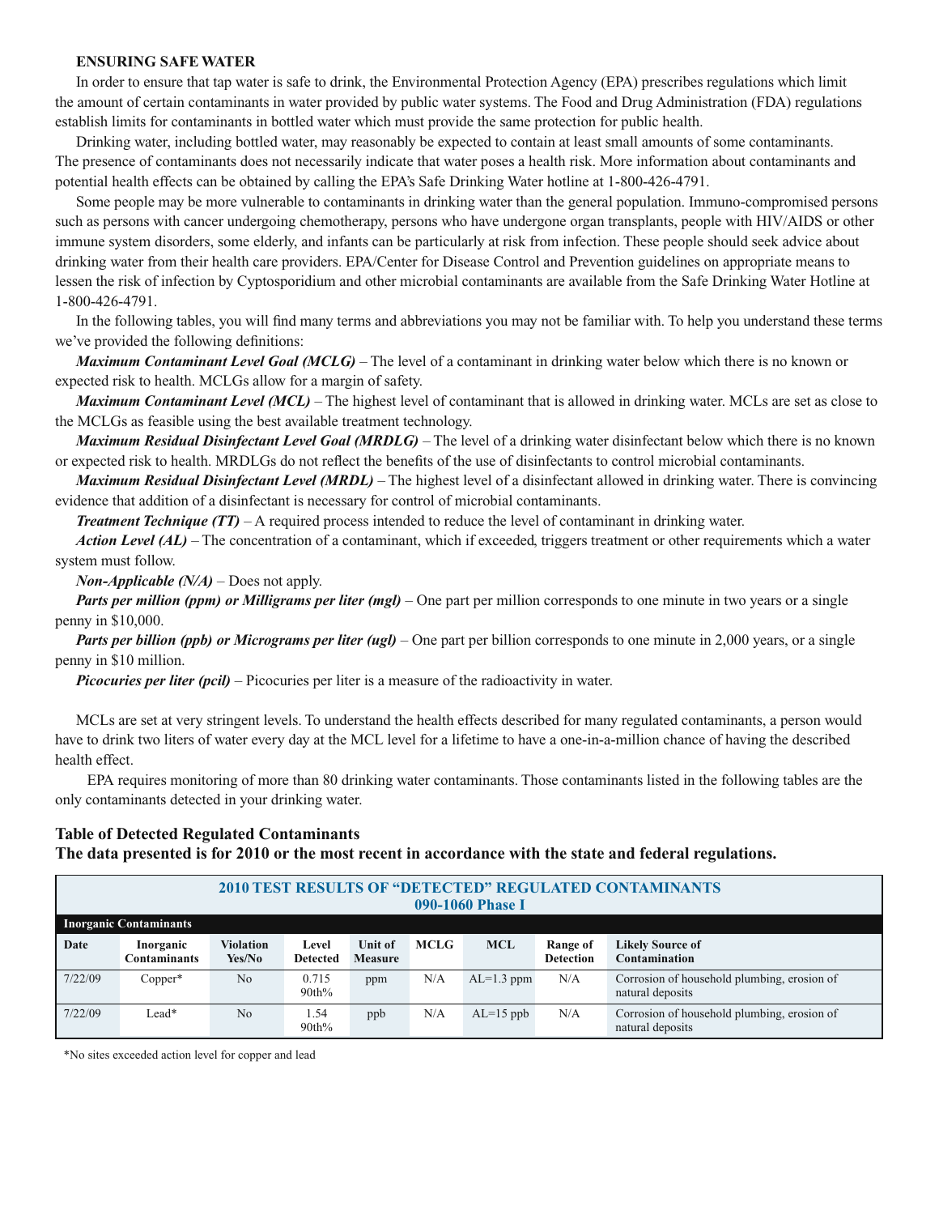**ENSURING SAFE WATER**

In order to ensure that tap water is safe to drink, the Environmental Protection Agency (EPA) prescribes regulations which limit the amount of certain contaminants in water provided by public water systems. The Food and Drug Administration (FDA) regulations establish limits for contaminants in bottled water which must provide the same protection for public health.

Drinking water, including bottled water, may reasonably be expected to contain at least small amounts of some contaminants. The presence of contaminants does not necessarily indicate that water poses a health risk. More information about contaminants and potential health effects can be obtained by calling the EPA's Safe Drinking Water hotline at 1-800-426-4791.

Some people may be more vulnerable to contaminants in drinking water than the general population. Immuno-compromised persons such as persons with cancer undergoing chemotherapy, persons who have undergone organ transplants, people with HIV/AIDS or other immune system disorders, some elderly, and infants can be particularly at risk from infection. These people should seek advice about drinking water from their health care providers. EPA/Center for Disease Control and Prevention guidelines on appropriate means to lessen the risk of infection by Cyptosporidium and other microbial contaminants are available from the Safe Drinking Water Hotline at 1-800-426-4791.

In the following tables, you will find many terms and abbreviations you may not be familiar with. To help you understand these terms we've provided the following definitions:

***Maximum Contaminant Level Goal (MCLG)*** – The level of a contaminant in drinking water below which there is no known or expected risk to health. MCLGs allow for a margin of safety.

***Maximum Contaminant Level (MCL)*** – The highest level of contaminant that is allowed in drinking water. MCLs are set as close to the MCLGs as feasible using the best available treatment technology.

***Maximum Residual Disinfectant Level Goal (MRDLG)*** – The level of a drinking water disinfectant below which there is no known or expected risk to health. MRDLGs do not reflect the benefits of the use of disinfectants to control microbial contaminants.

***Maximum Residual Disinfectant Level (MRDL)*** – The highest level of a disinfectant allowed in drinking water. There is convincing evidence that addition of a disinfectant is necessary for control of microbial contaminants.

***Treatment Technique (TT)*** – A required process intended to reduce the level of contaminant in drinking water.

***Action Level (AL)*** – The concentration of a contaminant, which if exceeded, triggers treatment or other requirements which a water system must follow.

***Non-Applicable (N/A)*** – Does not apply.

***Parts per million (ppm) or Milligrams per liter (mgl)*** – One part per million corresponds to one minute in two years or a single penny in $10,000.

***Parts per billion (ppb) or Micrograms per liter (ugl)*** – One part per billion corresponds to one minute in 2,000 years, or a single penny in $10 million.

***Picocuries per liter (pcil)*** – Picocuries per liter is a measure of the radioactivity in water.

MCLs are set at very stringent levels. To understand the health effects described for many regulated contaminants, a person would have to drink two liters of water every day at the MCL level for a lifetime to have a one-in-a-million chance of having the described health effect.

EPA requires monitoring of more than 80 drinking water contaminants. Those contaminants listed in the following tables are the only contaminants detected in your drinking water.

**Table of Detected Regulated Contaminants**

**The data presented is for 2010 or the most recent in accordance with the state and federal regulations.**

**2010 TEST RESULTS OF "DETECTED" REGULATED CONTAMINANTS**
**090-1060 Phase I**

**Inorganic Contaminants**

| Date | Inorganic Contaminants | Violation Yes/No | Level Detected | Unit of Measure | MCLG | MCL | Range of Detection | Likely Source of Contamination |
|---|---|---|---|---|---|---|---|---|
| 7/22/09 | Copper* | No | 0.715 90th% | ppm | N/A | AL=1.3 ppm | N/A | Corrosion of household plumbing, erosion of natural deposits |
| 7/22/09 | Lead* | No | 1.54 90th% | ppb | N/A | AL=15 ppb | N/A | Corrosion of household plumbing, erosion of natural deposits |

*No sites exceeded action level for copper and lead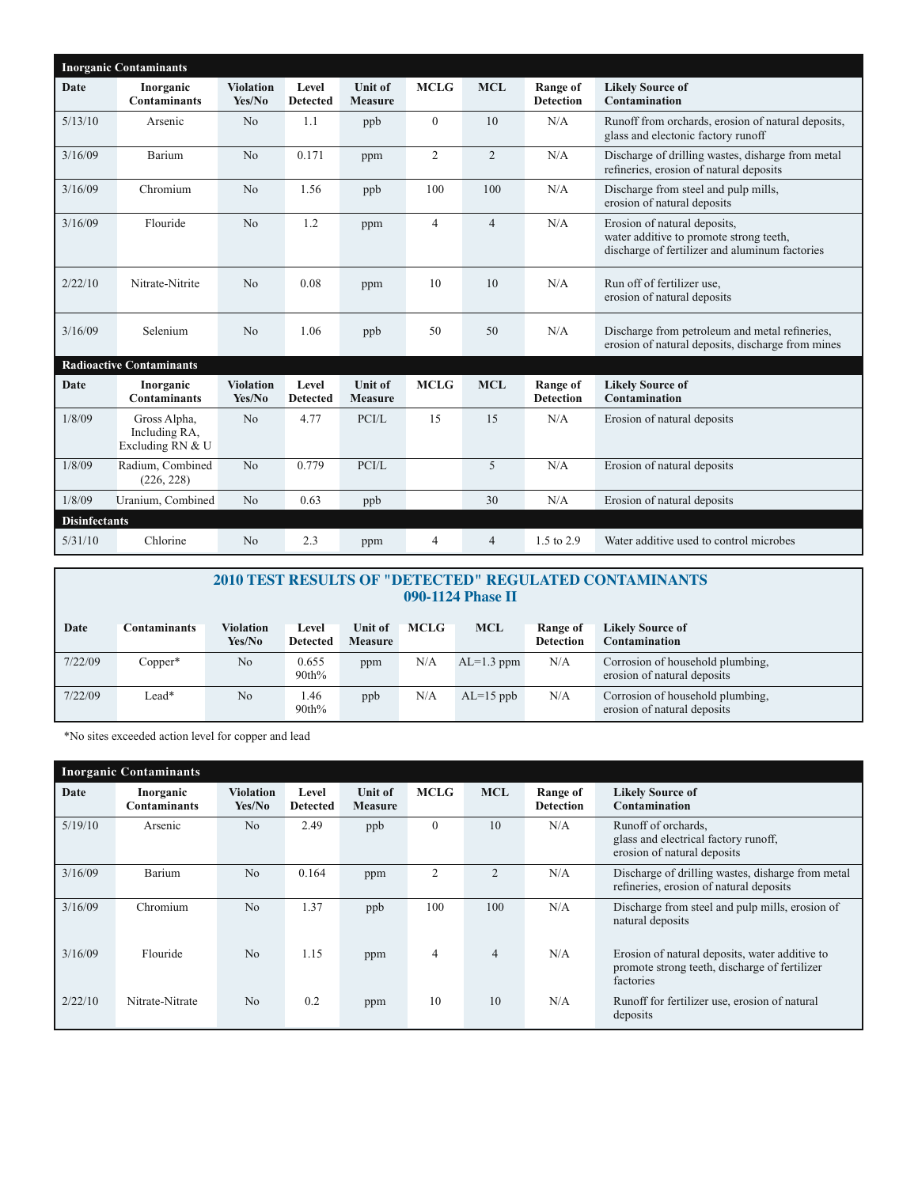| Inorganic Contaminants | | | | | | | | |
|---|---|---|---|---|---|---|---|---|
| **Date** | **Inorganic Contaminants** | **Violation Yes/No** | **Level Detected** | **Unit of Measure** | **MCLG** | **MCL** | **Range of Detection** | **Likely Source of Contamination** |
| 5/13/10 | Arsenic | No | 1.1 | ppb | 0 | 10 | N/A | Runoff from orchards, erosion of natural deposits, glass and electonic factory runoff |
| 3/16/09 | Barium | No | 0.171 | ppm | 2 | 2 | N/A | Discharge of drilling wastes, disharge from metal refineries, erosion of natural deposits |
| 3/16/09 | Chromium | No | 1.56 | ppb | 100 | 100 | N/A | Discharge from steel and pulp mills, erosion of natural deposits |
| 3/16/09 | Flouride | No | 1.2 | ppm | 4 | 4 | N/A | Erosion of natural deposits, water additive to promote strong teeth, discharge of fertilizer and aluminum factories |
| 2/22/10 | Nitrate-Nitrite | No | 0.08 | ppm | 10 | 10 | N/A | Run off of fertilizer use, erosion of natural deposits |
| 3/16/09 | Selenium | No | 1.06 | ppb | 50 | 50 | N/A | Discharge from petroleum and metal refineries, erosion of natural deposits, discharge from mines |
| **Radioactive Contaminants** | | | | | | | | |
| **Date** | **Inorganic Contaminants** | **Violation Yes/No** | **Level Detected** | **Unit of Measure** | **MCLG** | **MCL** | **Range of Detection** | **Likely Source of Contamination** |
| 1/8/09 | Gross Alpha, Including RA, Excluding RN & U | No | 4.77 | PCI/L | 15 | 15 | N/A | Erosion of natural deposits |
| 1/8/09 | Radium, Combined (226, 228) | No | 0.779 | PCI/L | | 5 | N/A | Erosion of natural deposits |
| 1/8/09 | Uranium, Combined | No | 0.63 | ppb | | 30 | N/A | Erosion of natural deposits |
| **Disinfectants** | | | | | | | | |
| 5/31/10 | Chlorine | No | 2.3 | ppm | 4 | 4 | 1.5 to 2.9 | Water additive used to control microbes |

## 2010 TEST RESULTS OF "DETECTED" REGULATED CONTAMINANTS 090-1124 Phase II

| Date | Contaminants | Violation Yes/No | Level Detected | Unit of Measure | MCLG | MCL | Range of Detection | Likely Source of Contamination |
|---|---|---|---|---|---|---|---|---|
| 7/22/09 | Copper* | No | 0.655 90th% | ppm | N/A | AL=1.3 ppm | N/A | Corrosion of household plumbing, erosion of natural deposits |
| 7/22/09 | Lead* | No | 1.46 90th% | ppb | N/A | AL=15 ppb | N/A | Corrosion of household plumbing, erosion of natural deposits |

*No sites exceeded action level for copper and lead

| Inorganic Contaminants | | | | | | | | |
|---|---|---|---|---|---|---|---|---|
| **Date** | **Inorganic Contaminants** | **Violation Yes/No** | **Level Detected** | **Unit of Measure** | **MCLG** | **MCL** | **Range of Detection** | **Likely Source of Contamination** |
| 5/19/10 | Arsenic | No | 2.49 | ppb | 0 | 10 | N/A | Runoff of orchards, glass and electrical factory runoff, erosion of natural deposits |
| 3/16/09 | Barium | No | 0.164 | ppm | 2 | 2 | N/A | Discharge of drilling wastes, disharge from metal refineries, erosion of natural deposits |
| 3/16/09 | Chromium | No | 1.37 | ppb | 100 | 100 | N/A | Discharge from steel and pulp mills, erosion of natural deposits |
| 3/16/09 | Flouride | No | 1.15 | ppm | 4 | 4 | N/A | Erosion of natural deposits, water additive to promote strong teeth, discharge of fertilizer factories |
| 2/22/10 | Nitrate-Nitrate | No | 0.2 | ppm | 10 | 10 | N/A | Runoff for fertilizer use, erosion of natural deposits |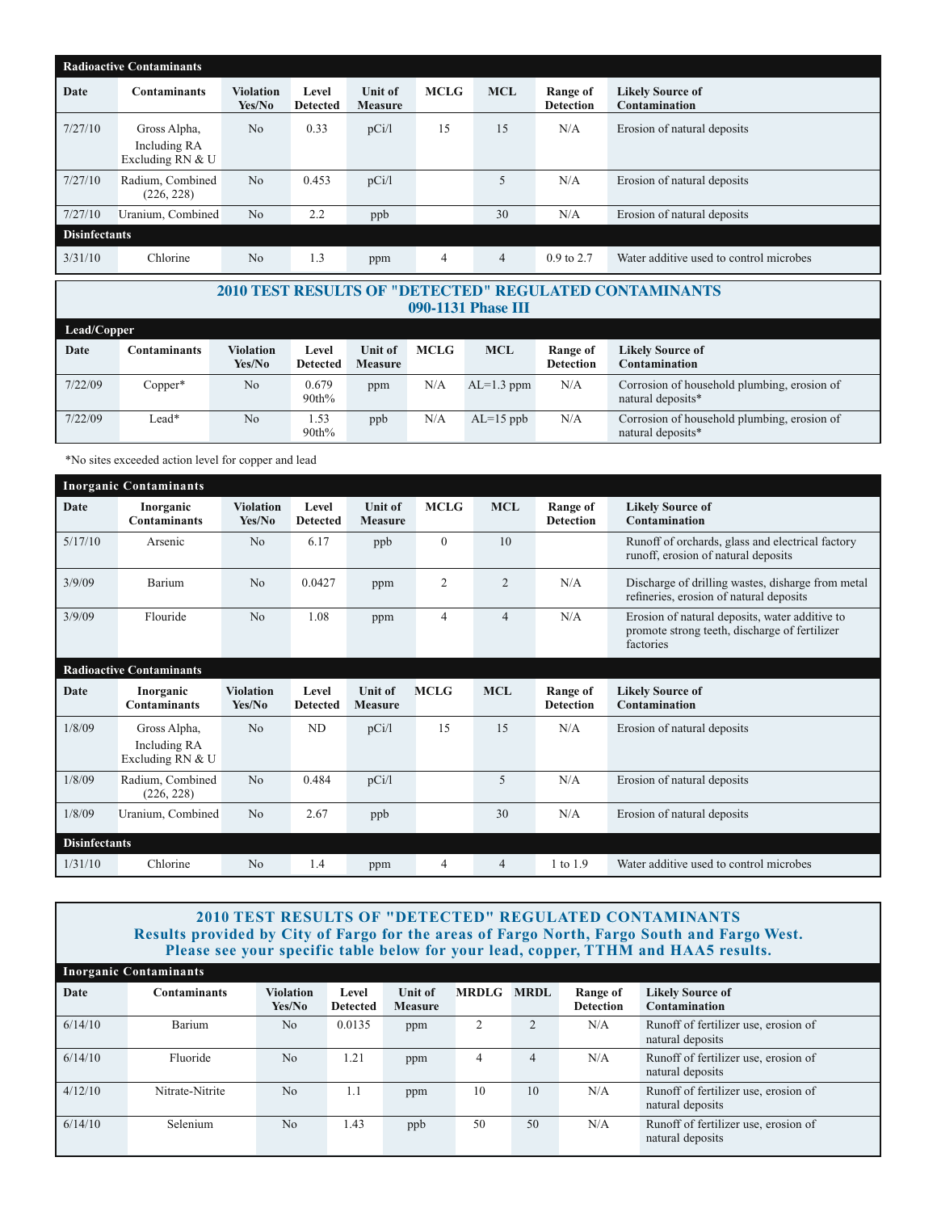| Radioactive Contaminants | | | | | | | | |
|---|---|---|---|---|---|---|---|---|
| **Date** | **Contaminants** | **Violation Yes/No** | **Level Detected** | **Unit of Measure** | **MCLG** | **MCL** | **Range of Detection** | **Likely Source of Contamination** |
| 7/27/10 | Gross Alpha, Including RA Excluding RN & U | No | 0.33 | pCi/l | 15 | 15 | N/A | Erosion of natural deposits |
| 7/27/10 | Radium, Combined (226, 228) | No | 0.453 | pCi/l | | 5 | N/A | Erosion of natural deposits |
| 7/27/10 | Uranium, Combined | No | 2.2 | ppb | | 30 | N/A | Erosion of natural deposits |
| **Disinfectants** | | | | | | | | |
| 3/31/10 | Chlorine | No | 1.3 | ppm | 4 | 4 | 0.9 to 2.7 | Water additive used to control microbes |

## 2010 TEST RESULTS OF "DETECTED" REGULATED CONTAMINANTS
## 090-1131 Phase III

| Lead/Copper | | | | | | | | |
|---|---|---|---|---|---|---|---|---|
| **Date** | **Contaminants** | **Violation Yes/No** | **Level Detected** | **Unit of Measure** | **MCLG** | **MCL** | **Range of Detection** | **Likely Source of Contamination** |
| 7/22/09 | Copper* | No | 0.679 90th% | ppm | N/A | AL=1.3 ppm | N/A | Corrosion of household plumbing, erosion of natural deposits* |
| 7/22/09 | Lead* | No | 1.53 90th% | ppb | N/A | AL=15 ppb | N/A | Corrosion of household plumbing, erosion of natural deposits* |

*No sites exceeded action level for copper and lead

| Inorganic Contaminants | | | | | | | | |
|---|---|---|---|---|---|---|---|---|
| **Date** | **Inorganic Contaminants** | **Violation Yes/No** | **Level Detected** | **Unit of Measure** | **MCLG** | **MCL** | **Range of Detection** | **Likely Source of Contamination** |
| 5/17/10 | Arsenic | No | 6.17 | ppb | 0 | 10 | | Runoff of orchards, glass and electrical factory runoff, erosion of natural deposits |
| 3/9/09 | Barium | No | 0.0427 | ppm | 2 | 2 | N/A | Discharge of drilling wastes, disharge from metal refineries, erosion of natural deposits |
| 3/9/09 | Flouride | No | 1.08 | ppm | 4 | 4 | N/A | Erosion of natural deposits, water additive to promote strong teeth, discharge of fertilizer factories |
| **Radioactive Contaminants** | | | | | | | | |
| **Date** | **Inorganic Contaminants** | **Violation Yes/No** | **Level Detected** | **Unit of Measure** | **MCLG** | **MCL** | **Range of Detection** | **Likely Source of Contamination** |
| 1/8/09 | Gross Alpha, Including RA Excluding RN & U | No | ND | pCi/l | 15 | 15 | N/A | Erosion of natural deposits |
| 1/8/09 | Radium, Combined (226, 228) | No | 0.484 | pCi/l | | 5 | N/A | Erosion of natural deposits |
| 1/8/09 | Uranium, Combined | No | 2.67 | ppb | | 30 | N/A | Erosion of natural deposits |
| **Disinfectants** | | | | | | | | |
| 1/31/10 | Chlorine | No | 1.4 | ppm | 4 | 4 | 1 to 1.9 | Water additive used to control microbes |

## 2010 TEST RESULTS OF "DETECTED" REGULATED CONTAMINANTS
## Results provided by City of Fargo for the areas of Fargo North, Fargo South and Fargo West. Please see your specific table below for your lead, copper, TTHM and HAA5 results.

| Inorganic Contaminants | | | | | | | | |
|---|---|---|---|---|---|---|---|---|
| **Date** | **Contaminants** | **Violation Yes/No** | **Level Detected** | **Unit of Measure** | **MRDLG** | **MRDL** | **Range of Detection** | **Likely Source of Contamination** |
| 6/14/10 | Barium | No | 0.0135 | ppm | 2 | 2 | N/A | Runoff of fertilizer use, erosion of natural deposits |
| 6/14/10 | Fluoride | No | 1.21 | ppm | 4 | 4 | N/A | Runoff of fertilizer use, erosion of natural deposits |
| 4/12/10 | Nitrate-Nitrite | No | 1.1 | ppm | 10 | 10 | N/A | Runoff of fertilizer use, erosion of natural deposits |
| 6/14/10 | Selenium | No | 1.43 | ppb | 50 | 50 | N/A | Runoff of fertilizer use, erosion of natural deposits |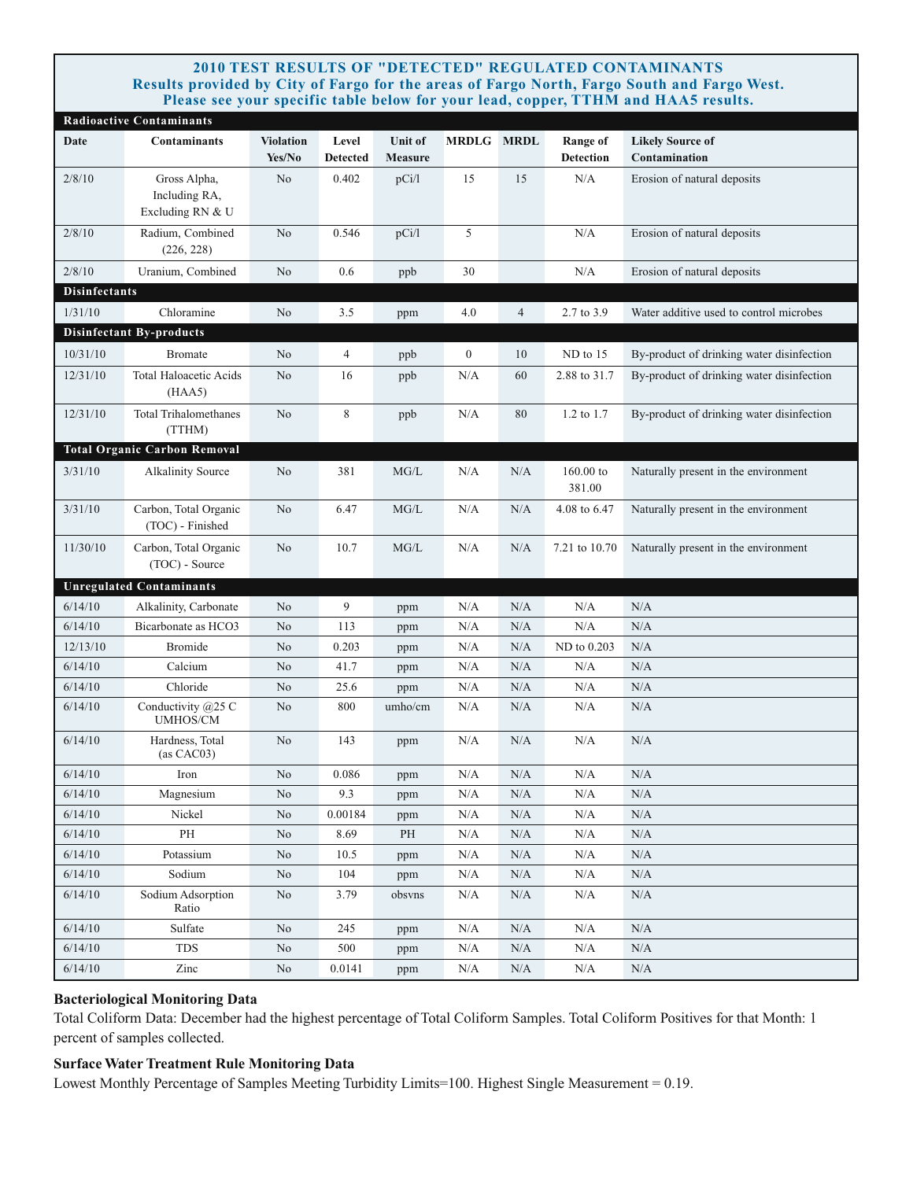## 2010 TEST RESULTS OF "DETECTED" REGULATED CONTAMINANTS

**Results provided by City of Fargo for the areas of Fargo North, Fargo South and Fargo West. Please see your specific table below for your lead, copper, TTHM and HAA5 results.**

| Date | Contaminants | Violation Yes/No | Level Detected | Unit of Measure | MRDLG | MRDL | Range of Detection | Likely Source of Contamination |
|---|---|---|---|---|---|---|---|---|
| **Radioactive Contaminants** | | | | | | | | |
| 2/8/10 | Gross Alpha, Including RA, Excluding RN & U | No | 0.402 | pCi/l | 15 | 15 | N/A | Erosion of natural deposits |
| 2/8/10 | Radium, Combined (226, 228) | No | 0.546 | pCi/l | 5 | | N/A | Erosion of natural deposits |
| 2/8/10 | Uranium, Combined | No | 0.6 | ppb | 30 | | N/A | Erosion of natural deposits |
| **Disinfectants** | | | | | | | | |
| 1/31/10 | Chloramine | No | 3.5 | ppm | 4.0 | 4 | 2.7 to 3.9 | Water additive used to control microbes |
| **Disinfectant By-products** | | | | | | | | |
| 10/31/10 | Bromate | No | 4 | ppb | 0 | 10 | ND to 15 | By-product of drinking water disinfection |
| 12/31/10 | Total Haloacetic Acids (HAA5) | No | 16 | ppb | N/A | 60 | 2.88 to 31.7 | By-product of drinking water disinfection |
| 12/31/10 | Total Trihalomethanes (TTHM) | No | 8 | ppb | N/A | 80 | 1.2 to 1.7 | By-product of drinking water disinfection |
| **Total Organic Carbon Removal** | | | | | | | | |
| 3/31/10 | Alkalinity Source | No | 381 | MG/L | N/A | N/A | 160.00 to 381.00 | Naturally present in the environment |
| 3/31/10 | Carbon, Total Organic (TOC) - Finished | No | 6.47 | MG/L | N/A | N/A | 4.08 to 6.47 | Naturally present in the environment |
| 11/30/10 | Carbon, Total Organic (TOC) - Source | No | 10.7 | MG/L | N/A | N/A | 7.21 to 10.70 | Naturally present in the environment |
| **Unregulated Contaminants** | | | | | | | | |
| 6/14/10 | Alkalinity, Carbonate | No | 9 | ppm | N/A | N/A | N/A | N/A |
| 6/14/10 | Bicarbonate as HCO3 | No | 113 | ppm | N/A | N/A | N/A | N/A |
| 12/13/10 | Bromide | No | 0.203 | ppm | N/A | N/A | ND to 0.203 | N/A |
| 6/14/10 | Calcium | No | 41.7 | ppm | N/A | N/A | N/A | N/A |
| 6/14/10 | Chloride | No | 25.6 | ppm | N/A | N/A | N/A | N/A |
| 6/14/10 | Conductivity @25 C UMHOS/CM | No | 800 | umho/cm | N/A | N/A | N/A | N/A |
| 6/14/10 | Hardness, Total (as CAC03) | No | 143 | ppm | N/A | N/A | N/A | N/A |
| 6/14/10 | Iron | No | 0.086 | ppm | N/A | N/A | N/A | N/A |
| 6/14/10 | Magnesium | No | 9.3 | ppm | N/A | N/A | N/A | N/A |
| 6/14/10 | Nickel | No | 0.00184 | ppm | N/A | N/A | N/A | N/A |
| 6/14/10 | PH | No | 8.69 | PH | N/A | N/A | N/A | N/A |
| 6/14/10 | Potassium | No | 10.5 | ppm | N/A | N/A | N/A | N/A |
| 6/14/10 | Sodium | No | 104 | ppm | N/A | N/A | N/A | N/A |
| 6/14/10 | Sodium Adsorption Ratio | No | 3.79 | obsvns | N/A | N/A | N/A | N/A |
| 6/14/10 | Sulfate | No | 245 | ppm | N/A | N/A | N/A | N/A |
| 6/14/10 | TDS | No | 500 | ppm | N/A | N/A | N/A | N/A |
| 6/14/10 | Zinc | No | 0.0141 | ppm | N/A | N/A | N/A | N/A |

### Bacteriological Monitoring Data

Total Coliform Data: December had the highest percentage of Total Coliform Samples. Total Coliform Positives for that Month: 1 percent of samples collected.

### Surface Water Treatment Rule Monitoring Data

Lowest Monthly Percentage of Samples Meeting Turbidity Limits=100. Highest Single Measurement = 0.19.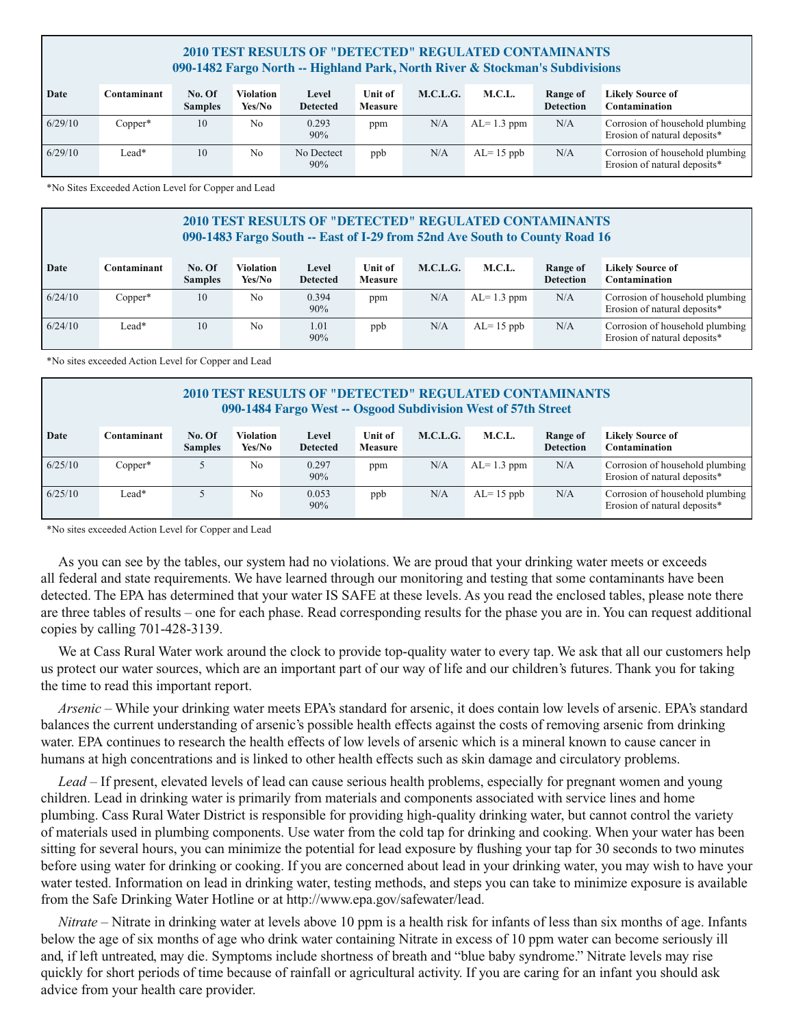### 2010 TEST RESULTS OF "DETECTED" REGULATED CONTAMINANTS
### 090-1482 Fargo North -- Highland Park, North River & Stockman's Subdivisions

| Date | Contaminant | No. Of Samples | Violation Yes/No | Level Detected | Unit of Measure | M.C.L.G. | M.C.L. | Range of Detection | Likely Source of Contamination |
|---|---|---|---|---|---|---|---|---|---|
| 6/29/10 | Copper* | 10 | No | 0.293 90% | ppm | N/A | AL= 1.3 ppm | N/A | Corrosion of household plumbing Erosion of natural deposits* |
| 6/29/10 | Lead* | 10 | No | No Dectect 90% | ppb | N/A | AL= 15 ppb | N/A | Corrosion of household plumbing Erosion of natural deposits* |

*No Sites Exceeded Action Level for Copper and Lead

### 2010 TEST RESULTS OF "DETECTED" REGULATED CONTAMINANTS
### 090-1483 Fargo South -- East of I-29 from 52nd Ave South to County Road 16

| Date | Contaminant | No. Of Samples | Violation Yes/No | Level Detected | Unit of Measure | M.C.L.G. | M.C.L. | Range of Detection | Likely Source of Contamination |
|---|---|---|---|---|---|---|---|---|---|
| 6/24/10 | Copper* | 10 | No | 0.394 90% | ppm | N/A | AL= 1.3 ppm | N/A | Corrosion of household plumbing Erosion of natural deposits* |
| 6/24/10 | Lead* | 10 | No | 1.01 90% | ppb | N/A | AL= 15 ppb | N/A | Corrosion of household plumbing Erosion of natural deposits* |

*No sites exceeded Action Level for Copper and Lead

### 2010 TEST RESULTS OF "DETECTED" REGULATED CONTAMINANTS
### 090-1484 Fargo West -- Osgood Subdivision West of 57th Street

| Date | Contaminant | No. Of Samples | Violation Yes/No | Level Detected | Unit of Measure | M.C.L.G. | M.C.L. | Range of Detection | Likely Source of Contamination |
|---|---|---|---|---|---|---|---|---|---|
| 6/25/10 | Copper* | 5 | No | 0.297 90% | ppm | N/A | AL= 1.3 ppm | N/A | Corrosion of household plumbing Erosion of natural deposits* |
| 6/25/10 | Lead* | 5 | No | 0.053 90% | ppb | N/A | AL= 15 ppb | N/A | Corrosion of household plumbing Erosion of natural deposits* |

*No sites exceeded Action Level for Copper and Lead

As you can see by the tables, our system had no violations. We are proud that your drinking water meets or exceeds all federal and state requirements. We have learned through our monitoring and testing that some contaminants have been detected. The EPA has determined that your water IS SAFE at these levels. As you read the enclosed tables, please note there are three tables of results – one for each phase. Read corresponding results for the phase you are in. You can request additional copies by calling 701-428-3139.

We at Cass Rural Water work around the clock to provide top-quality water to every tap. We ask that all our customers help us protect our water sources, which are an important part of our way of life and our children's futures. Thank you for taking the time to read this important report.

*Arsenic* – While your drinking water meets EPA's standard for arsenic, it does contain low levels of arsenic. EPA's standard balances the current understanding of arsenic's possible health effects against the costs of removing arsenic from drinking water. EPA continues to research the health effects of low levels of arsenic which is a mineral known to cause cancer in humans at high concentrations and is linked to other health effects such as skin damage and circulatory problems.

*Lead* – If present, elevated levels of lead can cause serious health problems, especially for pregnant women and young children. Lead in drinking water is primarily from materials and components associated with service lines and home plumbing. Cass Rural Water District is responsible for providing high-quality drinking water, but cannot control the variety of materials used in plumbing components. Use water from the cold tap for drinking and cooking. When your water has been sitting for several hours, you can minimize the potential for lead exposure by flushing your tap for 30 seconds to two minutes before using water for drinking or cooking. If you are concerned about lead in your drinking water, you may wish to have your water tested. Information on lead in drinking water, testing methods, and steps you can take to minimize exposure is available from the Safe Drinking Water Hotline or at http://www.epa.gov/safewater/lead.

*Nitrate* – Nitrate in drinking water at levels above 10 ppm is a health risk for infants of less than six months of age. Infants below the age of six months of age who drink water containing Nitrate in excess of 10 ppm water can become seriously ill and, if left untreated, may die. Symptoms include shortness of breath and "blue baby syndrome." Nitrate levels may rise quickly for short periods of time because of rainfall or agricultural activity. If you are caring for an infant you should ask advice from your health care provider.